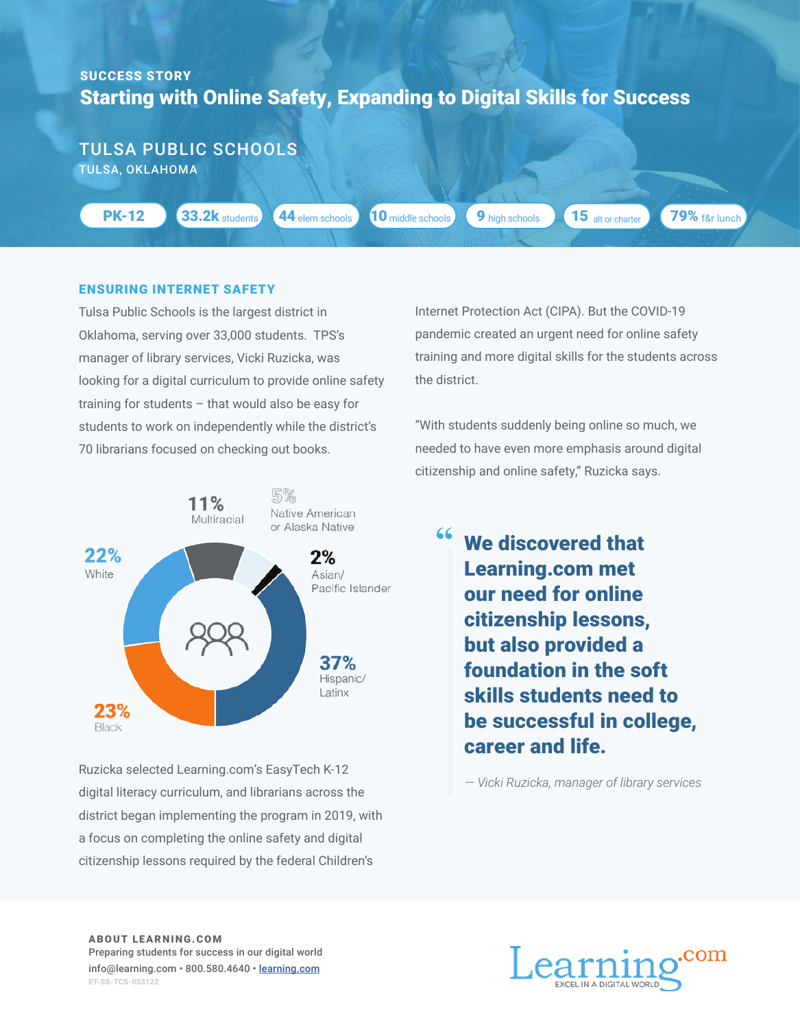SUCCESS STORY

# Starting with Online Safety, Expanding to Digital Skills for Success

## TULSA PUBLIC SCHOOLS

TULSA, OKLAHOMA

**PK-12** | **33.2k** students | **44** elem schools | **10** middle schools | **9** high schools | **15** alt or charter | **79%** f&r lunch

### ENSURING INTERNET SAFETY

Tulsa Public Schools is the largest district in Oklahoma, serving over 33,000 students. TPS's manager of library services, Vicki Ruzicka, was looking for a digital curriculum to provide online safety training for students – that would also be easy for students to work on independently while the district's 70 librarians focused on checking out books.

| Group | Percentage |
|---|---|
| Hispanic/Latinx | 37% |
| Black | 23% |
| White | 22% |
| Multiracial | 11% |
| Native American or Alaska Native | 5% |
| Asian/Pacific Islander | 2% |

Ruzicka selected Learning.com's EasyTech K-12 digital literacy curriculum, and librarians across the district began implementing the program in 2019, with a focus on completing the online safety and digital citizenship lessons required by the federal Children's Internet Protection Act (CIPA). But the COVID-19 pandemic created an urgent need for online safety training and more digital skills for the students across the district.

"With students suddenly being online so much, we needed to have even more emphasis around digital citizenship and online safety," Ruzicka says.

> **We discovered that Learning.com met our need for online citizenship lessons, but also provided a foundation in the soft skills students need to be successful in college, career and life.**
>
> *— Vicki Ruzicka, manager of library services*

**ABOUT LEARNING.COM**

Preparing students for success in our digital world

info@learning.com • 800.580.4640 • learning.com

ET-SS-TCS-053122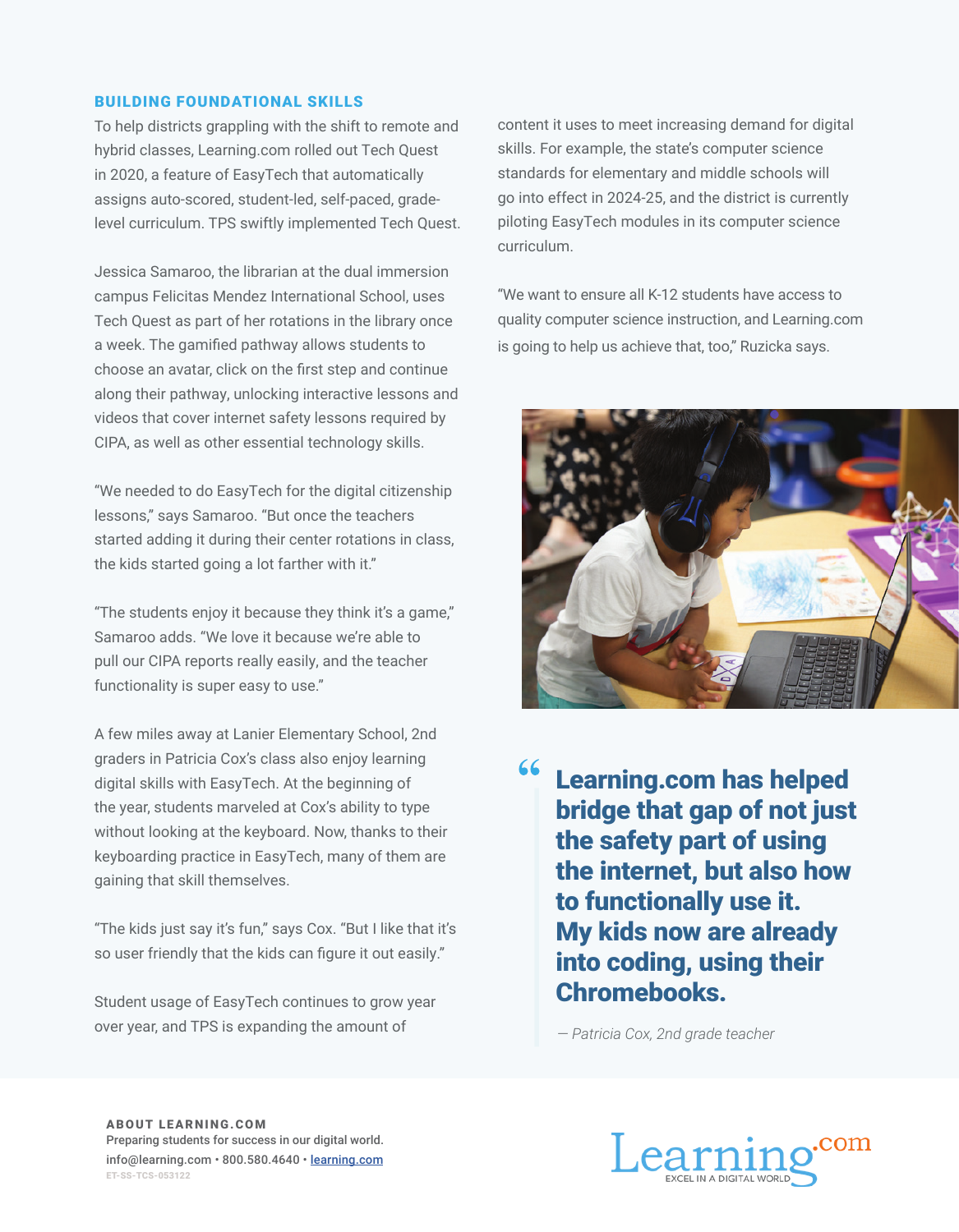## BUILDING FOUNDATIONAL SKILLS

To help districts grappling with the shift to remote and hybrid classes, Learning.com rolled out Tech Quest in 2020, a feature of EasyTech that automatically assigns auto-scored, student-led, self-paced, grade-level curriculum. TPS swiftly implemented Tech Quest.

Jessica Samaroo, the librarian at the dual immersion campus Felicitas Mendez International School, uses Tech Quest as part of her rotations in the library once a week. The gamified pathway allows students to choose an avatar, click on the first step and continue along their pathway, unlocking interactive lessons and videos that cover internet safety lessons required by CIPA, as well as other essential technology skills.

"We needed to do EasyTech for the digital citizenship lessons," says Samaroo. "But once the teachers started adding it during their center rotations in class, the kids started going a lot farther with it."

"The students enjoy it because they think it's a game," Samaroo adds. "We love it because we're able to pull our CIPA reports really easily, and the teacher functionality is super easy to use."

A few miles away at Lanier Elementary School, 2nd graders in Patricia Cox's class also enjoy learning digital skills with EasyTech. At the beginning of the year, students marveled at Cox's ability to type without looking at the keyboard. Now, thanks to their keyboarding practice in EasyTech, many of them are gaining that skill themselves.

"The kids just say it's fun," says Cox. "But I like that it's so user friendly that the kids can figure it out easily."

Student usage of EasyTech continues to grow year over year, and TPS is expanding the amount of content it uses to meet increasing demand for digital skills. For example, the state's computer science standards for elementary and middle schools will go into effect in 2024-25, and the district is currently piloting EasyTech modules in its computer science curriculum.

"We want to ensure all K-12 students have access to quality computer science instruction, and Learning.com is going to help us achieve that, too," Ruzicka says.

> **"Learning.com has helped bridge that gap of not just the safety part of using the internet, but also how to functionally use it. My kids now are already into coding, using their Chromebooks.**
>
> *— Patricia Cox, 2nd grade teacher*

**ABOUT LEARNING.COM**
Preparing students for success in our digital world.
info@learning.com • 800.580.4640 • learning.com
ET-SS-TCS-053122

Learning.com
EXCEL IN A DIGITAL WORLD